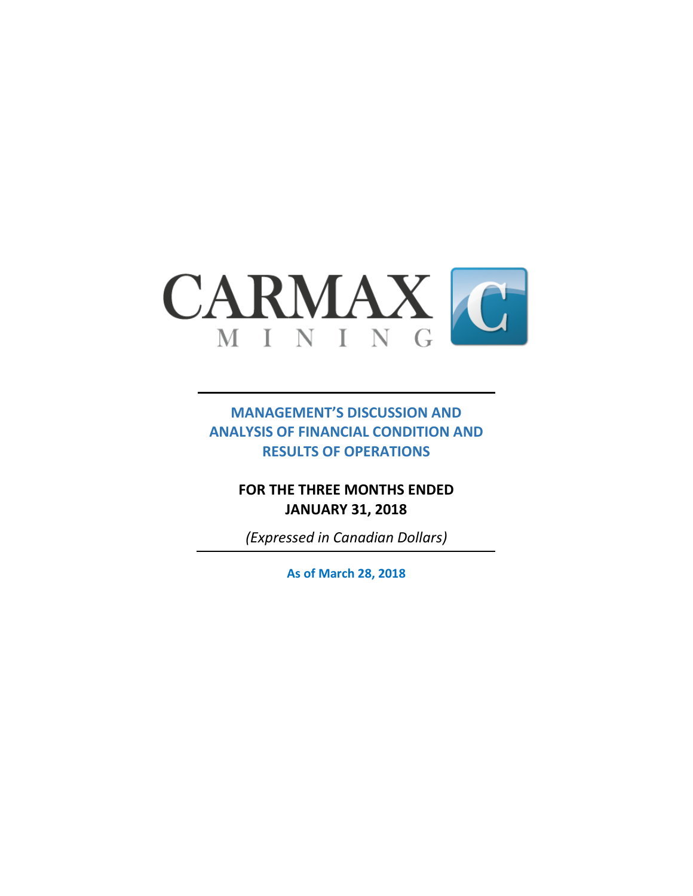CARMAX MINING

# MANAGEMENT'S DISCUSSION AND ANALYSIS OF FINANCIAL CONDITION AND RESULTS OF OPERATIONS

**FOR THE THREE MONTHS ENDED JANUARY 31, 2018**

*(Expressed in Canadian Dollars)*

**As of March 28, 2018**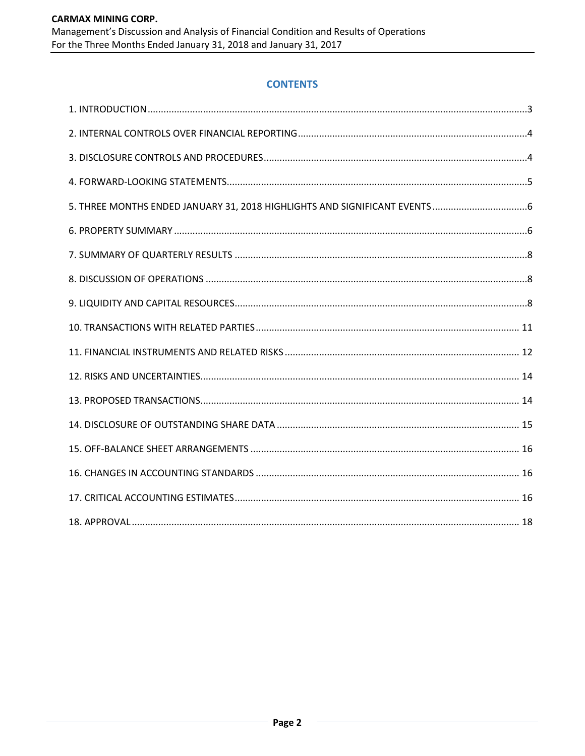## CONTENTS

1. INTRODUCTION ..... 3
2. INTERNAL CONTROLS OVER FINANCIAL REPORTING ..... 4
3. DISCLOSURE CONTROLS AND PROCEDURES ..... 4
4. FORWARD-LOOKING STATEMENTS ..... 5
5. THREE MONTHS ENDED JANUARY 31, 2018 HIGHLIGHTS AND SIGNIFICANT EVENTS ..... 6
6. PROPERTY SUMMARY ..... 6
7. SUMMARY OF QUARTERLY RESULTS ..... 8
8. DISCUSSION OF OPERATIONS ..... 8
9. LIQUIDITY AND CAPITAL RESOURCES ..... 8
10. TRANSACTIONS WITH RELATED PARTIES ..... 11
11. FINANCIAL INSTRUMENTS AND RELATED RISKS ..... 12
12. RISKS AND UNCERTAINTIES ..... 14
13. PROPOSED TRANSACTIONS ..... 14
14. DISCLOSURE OF OUTSTANDING SHARE DATA ..... 15
15. OFF-BALANCE SHEET ARRANGEMENTS ..... 16
16. CHANGES IN ACCOUNTING STANDARDS ..... 16
17. CRITICAL ACCOUNTING ESTIMATES ..... 16
18. APPROVAL ..... 18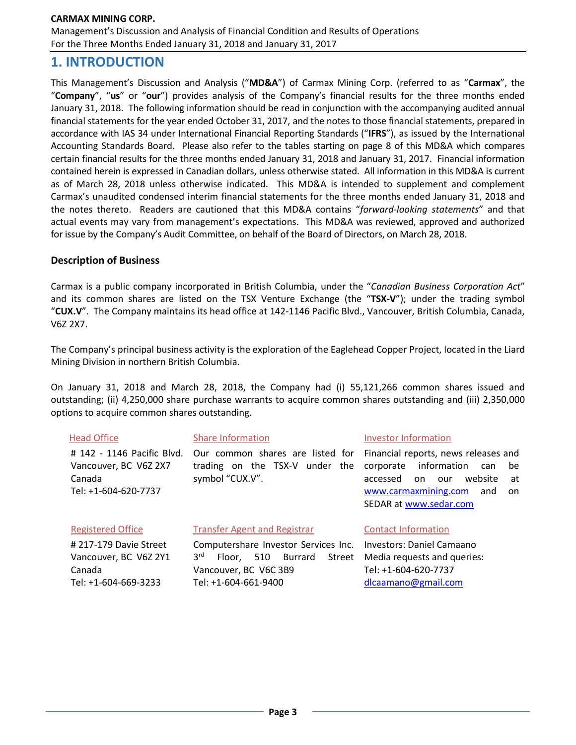# 1. INTRODUCTION

This Management's Discussion and Analysis ("**MD&A**") of Carmax Mining Corp. (referred to as "**Carmax**", the "**Company**", "**us**" or "**our**") provides analysis of the Company's financial results for the three months ended January 31, 2018. The following information should be read in conjunction with the accompanying audited annual financial statements for the year ended October 31, 2017, and the notes to those financial statements, prepared in accordance with IAS 34 under International Financial Reporting Standards ("**IFRS**"), as issued by the International Accounting Standards Board. Please also refer to the tables starting on page 8 of this MD&A which compares certain financial results for the three months ended January 31, 2018 and January 31, 2017. Financial information contained herein is expressed in Canadian dollars, unless otherwise stated. All information in this MD&A is current as of March 28, 2018 unless otherwise indicated. This MD&A is intended to supplement and complement Carmax's unaudited condensed interim financial statements for the three months ended January 31, 2018 and the notes thereto. Readers are cautioned that this MD&A contains "*forward-looking statements*" and that actual events may vary from management's expectations. This MD&A was reviewed, approved and authorized for issue by the Company's Audit Committee, on behalf of the Board of Directors, on March 28, 2018.

### Description of Business

Carmax is a public company incorporated in British Columbia, under the "*Canadian Business Corporation Act*" and its common shares are listed on the TSX Venture Exchange (the "**TSX-V**"); under the trading symbol "**CUX.V**". The Company maintains its head office at 142-1146 Pacific Blvd., Vancouver, British Columbia, Canada, V6Z 2X7.

The Company's principal business activity is the exploration of the Eaglehead Copper Project, located in the Liard Mining Division in northern British Columbia.

On January 31, 2018 and March 28, 2018, the Company had (i) 55,121,266 common shares issued and outstanding; (ii) 4,250,000 share purchase warrants to acquire common shares outstanding and (iii) 2,350,000 options to acquire common shares outstanding.

**Head Office**

\# 142 - 1146 Pacific Blvd.
Vancouver, BC V6Z 2X7
Canada
Tel: +1-604-620-7737

**Share Information**

Our common shares are listed for trading on the TSX-V under the symbol "CUX.V".

**Investor Information**

Financial reports, news releases and corporate information can be accessed on our website at www.carmaxmining.com and on SEDAR at www.sedar.com

**Registered Office**

\# 217-179 Davie Street
Vancouver, BC V6Z 2Y1
Canada
Tel: +1-604-669-3233

**Transfer Agent and Registrar**

Computershare Investor Services Inc.
3rd Floor, 510 Burrard Street
Vancouver, BC V6C 3B9
Tel: +1-604-661-9400

**Contact Information**

Investors: Daniel Camaano
Media requests and queries:
Tel: +1-604-620-7737
dlcaamano@gmail.com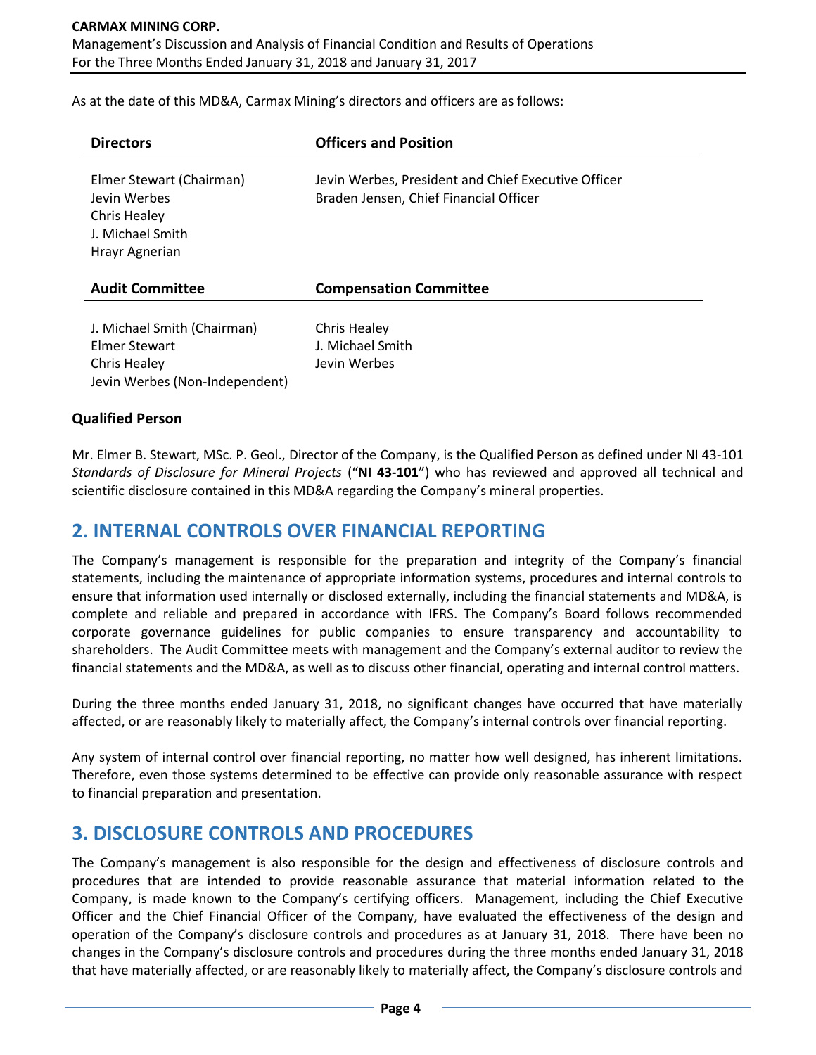As at the date of this MD&A, Carmax Mining's directors and officers are as follows:

| Directors | Officers and Position |
|---|---|
| Elmer Stewart (Chairman)<br>Jevin Werbes<br>Chris Healey<br>J. Michael Smith<br>Hrayr Agnerian | Jevin Werbes, President and Chief Executive Officer<br>Braden Jensen, Chief Financial Officer |

| Audit Committee | Compensation Committee |
|---|---|
| J. Michael Smith (Chairman)<br>Elmer Stewart<br>Chris Healey<br>Jevin Werbes (Non-Independent) | Chris Healey<br>J. Michael Smith<br>Jevin Werbes |

### Qualified Person

Mr. Elmer B. Stewart, MSc. P. Geol., Director of the Company, is the Qualified Person as defined under NI 43-101 *Standards of Disclosure for Mineral Projects* ("**NI 43-101**") who has reviewed and approved all technical and scientific disclosure contained in this MD&A regarding the Company's mineral properties.

## 2. INTERNAL CONTROLS OVER FINANCIAL REPORTING

The Company's management is responsible for the preparation and integrity of the Company's financial statements, including the maintenance of appropriate information systems, procedures and internal controls to ensure that information used internally or disclosed externally, including the financial statements and MD&A, is complete and reliable and prepared in accordance with IFRS. The Company's Board follows recommended corporate governance guidelines for public companies to ensure transparency and accountability to shareholders. The Audit Committee meets with management and the Company's external auditor to review the financial statements and the MD&A, as well as to discuss other financial, operating and internal control matters.

During the three months ended January 31, 2018, no significant changes have occurred that have materially affected, or are reasonably likely to materially affect, the Company's internal controls over financial reporting.

Any system of internal control over financial reporting, no matter how well designed, has inherent limitations. Therefore, even those systems determined to be effective can provide only reasonable assurance with respect to financial preparation and presentation.

## 3. DISCLOSURE CONTROLS AND PROCEDURES

The Company's management is also responsible for the design and effectiveness of disclosure controls and procedures that are intended to provide reasonable assurance that material information related to the Company, is made known to the Company's certifying officers. Management, including the Chief Executive Officer and the Chief Financial Officer of the Company, have evaluated the effectiveness of the design and operation of the Company's disclosure controls and procedures as at January 31, 2018. There have been no changes in the Company's disclosure controls and procedures during the three months ended January 31, 2018 that have materially affected, or are reasonably likely to materially affect, the Company's disclosure controls and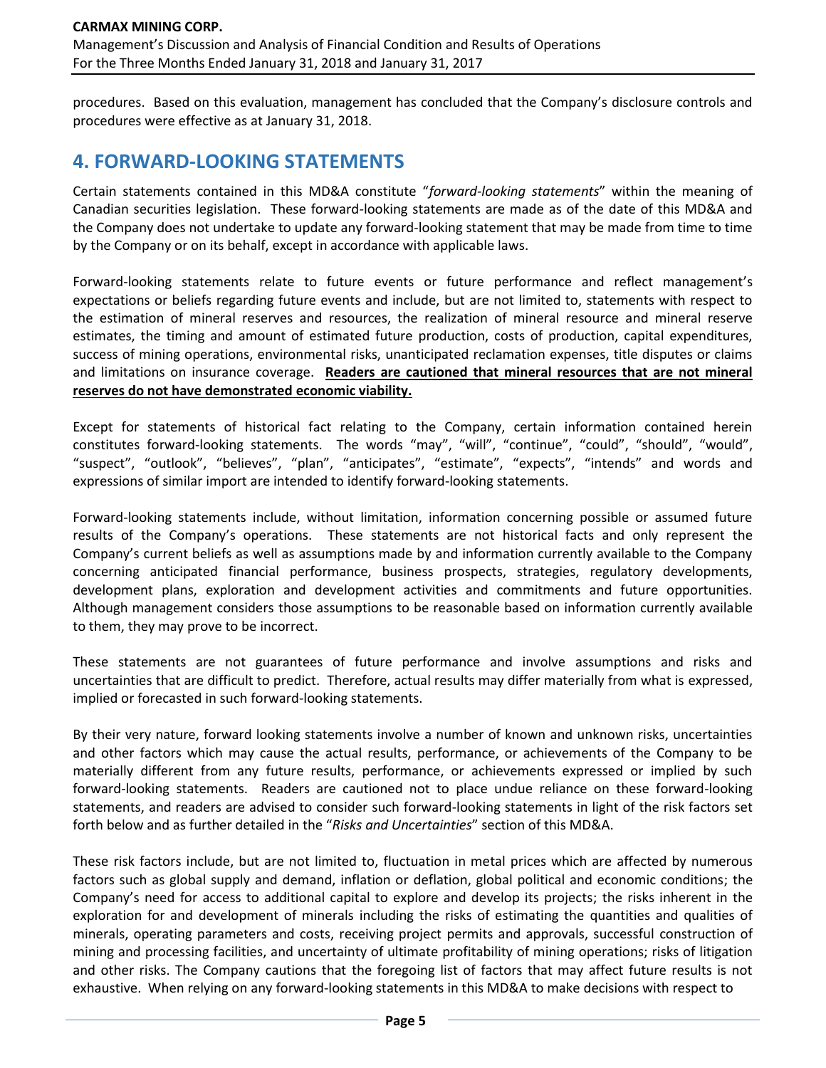procedures. Based on this evaluation, management has concluded that the Company's disclosure controls and procedures were effective as at January 31, 2018.

## 4. FORWARD-LOOKING STATEMENTS

Certain statements contained in this MD&A constitute "*forward-looking statements*" within the meaning of Canadian securities legislation. These forward-looking statements are made as of the date of this MD&A and the Company does not undertake to update any forward-looking statement that may be made from time to time by the Company or on its behalf, except in accordance with applicable laws.

Forward-looking statements relate to future events or future performance and reflect management's expectations or beliefs regarding future events and include, but are not limited to, statements with respect to the estimation of mineral reserves and resources, the realization of mineral resource and mineral reserve estimates, the timing and amount of estimated future production, costs of production, capital expenditures, success of mining operations, environmental risks, unanticipated reclamation expenses, title disputes or claims and limitations on insurance coverage. **Readers are cautioned that mineral resources that are not mineral reserves do not have demonstrated economic viability.**

Except for statements of historical fact relating to the Company, certain information contained herein constitutes forward-looking statements. The words "may", "will", "continue", "could", "should", "would", "suspect", "outlook", "believes", "plan", "anticipates", "estimate", "expects", "intends" and words and expressions of similar import are intended to identify forward-looking statements.

Forward-looking statements include, without limitation, information concerning possible or assumed future results of the Company's operations. These statements are not historical facts and only represent the Company's current beliefs as well as assumptions made by and information currently available to the Company concerning anticipated financial performance, business prospects, strategies, regulatory developments, development plans, exploration and development activities and commitments and future opportunities. Although management considers those assumptions to be reasonable based on information currently available to them, they may prove to be incorrect.

These statements are not guarantees of future performance and involve assumptions and risks and uncertainties that are difficult to predict. Therefore, actual results may differ materially from what is expressed, implied or forecasted in such forward-looking statements.

By their very nature, forward looking statements involve a number of known and unknown risks, uncertainties and other factors which may cause the actual results, performance, or achievements of the Company to be materially different from any future results, performance, or achievements expressed or implied by such forward-looking statements. Readers are cautioned not to place undue reliance on these forward-looking statements, and readers are advised to consider such forward-looking statements in light of the risk factors set forth below and as further detailed in the "*Risks and Uncertainties*" section of this MD&A.

These risk factors include, but are not limited to, fluctuation in metal prices which are affected by numerous factors such as global supply and demand, inflation or deflation, global political and economic conditions; the Company's need for access to additional capital to explore and develop its projects; the risks inherent in the exploration for and development of minerals including the risks of estimating the quantities and qualities of minerals, operating parameters and costs, receiving project permits and approvals, successful construction of mining and processing facilities, and uncertainty of ultimate profitability of mining operations; risks of litigation and other risks. The Company cautions that the foregoing list of factors that may affect future results is not exhaustive. When relying on any forward-looking statements in this MD&A to make decisions with respect to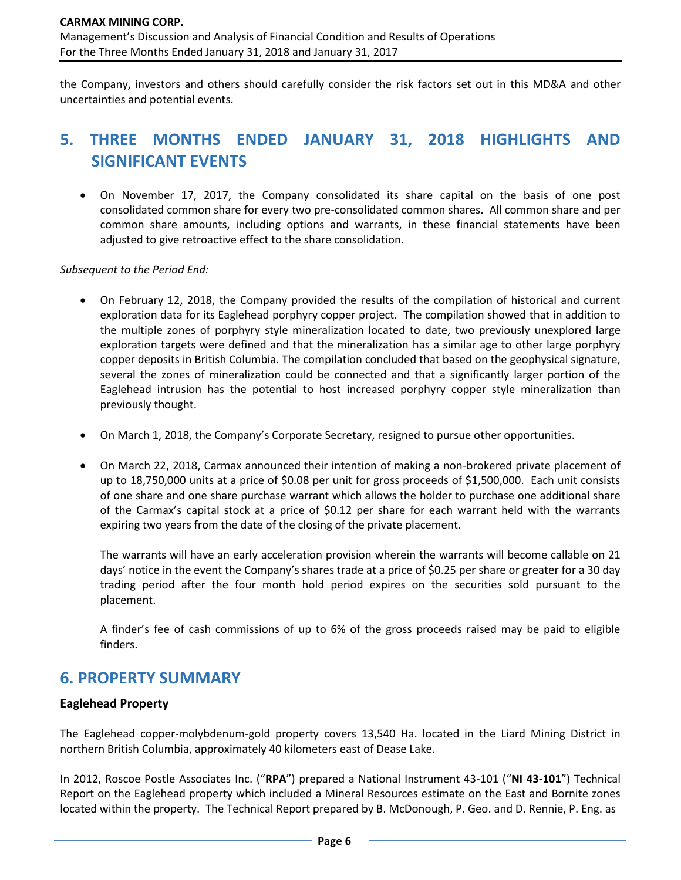the Company, investors and others should carefully consider the risk factors set out in this MD&A and other uncertainties and potential events.

# 5. THREE MONTHS ENDED JANUARY 31, 2018 HIGHLIGHTS AND SIGNIFICANT EVENTS

- On November 17, 2017, the Company consolidated its share capital on the basis of one post consolidated common share for every two pre-consolidated common shares. All common share and per common share amounts, including options and warrants, in these financial statements have been adjusted to give retroactive effect to the share consolidation.

*Subsequent to the Period End:*

- On February 12, 2018, the Company provided the results of the compilation of historical and current exploration data for its Eaglehead porphyry copper project. The compilation showed that in addition to the multiple zones of porphyry style mineralization located to date, two previously unexplored large exploration targets were defined and that the mineralization has a similar age to other large porphyry copper deposits in British Columbia. The compilation concluded that based on the geophysical signature, several the zones of mineralization could be connected and that a significantly larger portion of the Eaglehead intrusion has the potential to host increased porphyry copper style mineralization than previously thought.

- On March 1, 2018, the Company's Corporate Secretary, resigned to pursue other opportunities.

- On March 22, 2018, Carmax announced their intention of making a non-brokered private placement of up to 18,750,000 units at a price of $0.08 per unit for gross proceeds of $1,500,000. Each unit consists of one share and one share purchase warrant which allows the holder to purchase one additional share of the Carmax's capital stock at a price of $0.12 per share for each warrant held with the warrants expiring two years from the date of the closing of the private placement.

  The warrants will have an early acceleration provision wherein the warrants will become callable on 21 days' notice in the event the Company's shares trade at a price of $0.25 per share or greater for a 30 day trading period after the four month hold period expires on the securities sold pursuant to the placement.

  A finder's fee of cash commissions of up to 6% of the gross proceeds raised may be paid to eligible finders.

# 6. PROPERTY SUMMARY

### Eaglehead Property

The Eaglehead copper-molybdenum-gold property covers 13,540 Ha. located in the Liard Mining District in northern British Columbia, approximately 40 kilometers east of Dease Lake.

In 2012, Roscoe Postle Associates Inc. ("**RPA**") prepared a National Instrument 43-101 ("**NI 43-101**") Technical Report on the Eaglehead property which included a Mineral Resources estimate on the East and Bornite zones located within the property. The Technical Report prepared by B. McDonough, P. Geo. and D. Rennie, P. Eng. as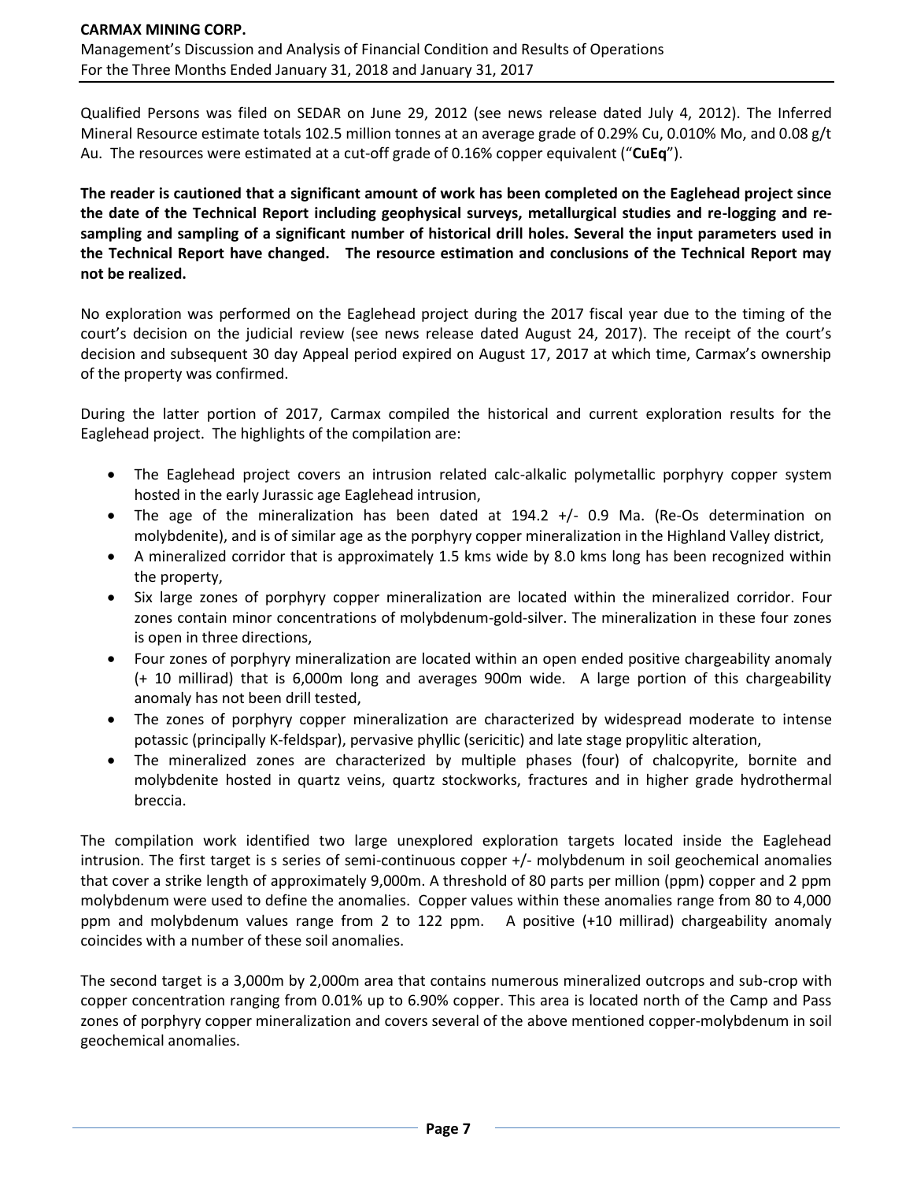Qualified Persons was filed on SEDAR on June 29, 2012 (see news release dated July 4, 2012). The Inferred Mineral Resource estimate totals 102.5 million tonnes at an average grade of 0.29% Cu, 0.010% Mo, and 0.08 g/t Au. The resources were estimated at a cut-off grade of 0.16% copper equivalent ("**CuEq**").

**The reader is cautioned that a significant amount of work has been completed on the Eaglehead project since the date of the Technical Report including geophysical surveys, metallurgical studies and re-logging and re-sampling and sampling of a significant number of historical drill holes. Several the input parameters used in the Technical Report have changed. The resource estimation and conclusions of the Technical Report may not be realized.**

No exploration was performed on the Eaglehead project during the 2017 fiscal year due to the timing of the court's decision on the judicial review (see news release dated August 24, 2017). The receipt of the court's decision and subsequent 30 day Appeal period expired on August 17, 2017 at which time, Carmax's ownership of the property was confirmed.

During the latter portion of 2017, Carmax compiled the historical and current exploration results for the Eaglehead project. The highlights of the compilation are:

- The Eaglehead project covers an intrusion related calc-alkalic polymetallic porphyry copper system hosted in the early Jurassic age Eaglehead intrusion,
- The age of the mineralization has been dated at 194.2 +/- 0.9 Ma. (Re-Os determination on molybdenite), and is of similar age as the porphyry copper mineralization in the Highland Valley district,
- A mineralized corridor that is approximately 1.5 kms wide by 8.0 kms long has been recognized within the property,
- Six large zones of porphyry copper mineralization are located within the mineralized corridor. Four zones contain minor concentrations of molybdenum-gold-silver. The mineralization in these four zones is open in three directions,
- Four zones of porphyry mineralization are located within an open ended positive chargeability anomaly (+ 10 millirad) that is 6,000m long and averages 900m wide. A large portion of this chargeability anomaly has not been drill tested,
- The zones of porphyry copper mineralization are characterized by widespread moderate to intense potassic (principally K-feldspar), pervasive phyllic (sericitic) and late stage propylitic alteration,
- The mineralized zones are characterized by multiple phases (four) of chalcopyrite, bornite and molybdenite hosted in quartz veins, quartz stockworks, fractures and in higher grade hydrothermal breccia.

The compilation work identified two large unexplored exploration targets located inside the Eaglehead intrusion. The first target is s series of semi-continuous copper +/- molybdenum in soil geochemical anomalies that cover a strike length of approximately 9,000m. A threshold of 80 parts per million (ppm) copper and 2 ppm molybdenum were used to define the anomalies. Copper values within these anomalies range from 80 to 4,000 ppm and molybdenum values range from 2 to 122 ppm. A positive (+10 millirad) chargeability anomaly coincides with a number of these soil anomalies.

The second target is a 3,000m by 2,000m area that contains numerous mineralized outcrops and sub-crop with copper concentration ranging from 0.01% up to 6.90% copper. This area is located north of the Camp and Pass zones of porphyry copper mineralization and covers several of the above mentioned copper-molybdenum in soil geochemical anomalies.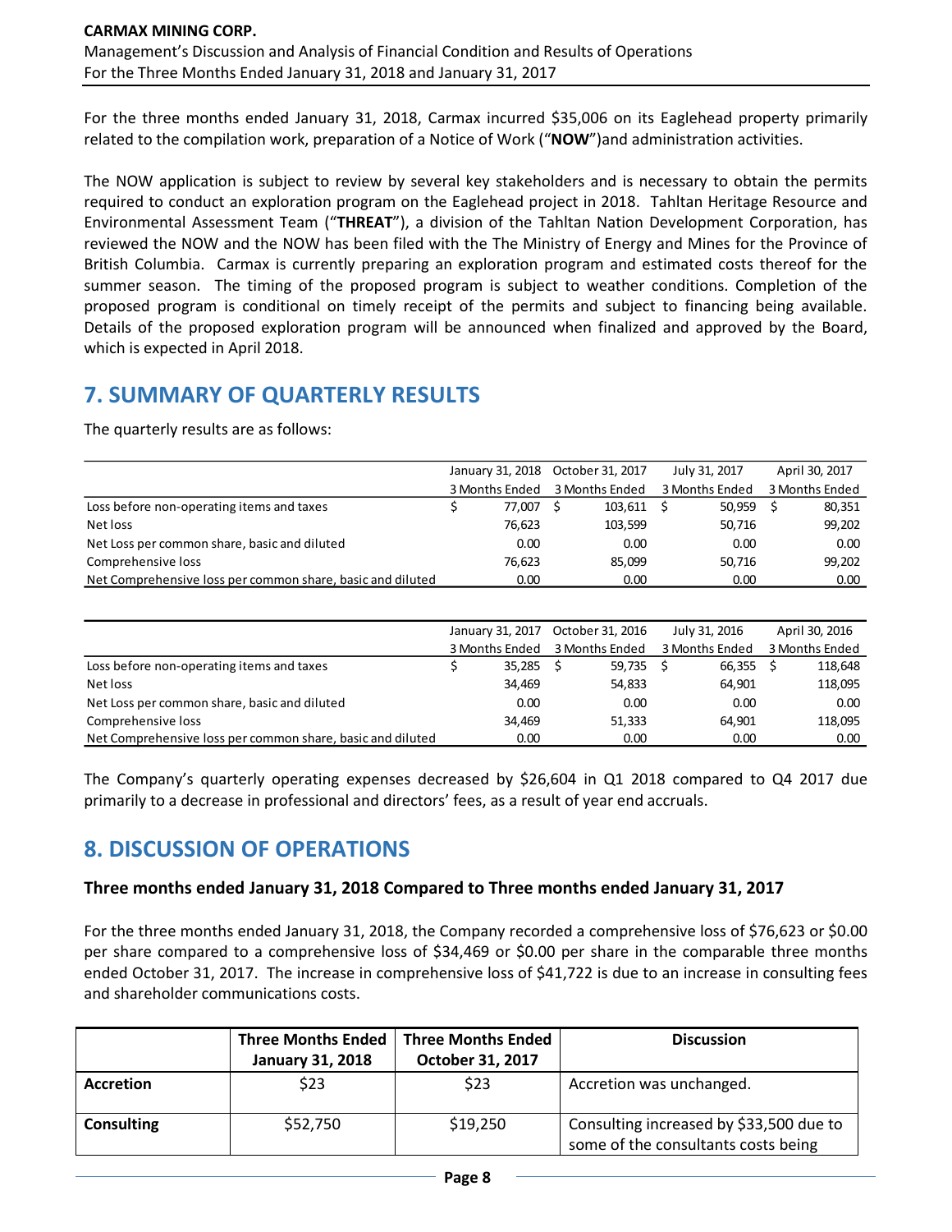For the three months ended January 31, 2018, Carmax incurred $35,006 on its Eaglehead property primarily related to the compilation work, preparation of a Notice of Work ("**NOW**")and administration activities.

The NOW application is subject to review by several key stakeholders and is necessary to obtain the permits required to conduct an exploration program on the Eaglehead project in 2018. Tahltan Heritage Resource and Environmental Assessment Team ("**THREAT**"), a division of the Tahltan Nation Development Corporation, has reviewed the NOW and the NOW has been filed with the The Ministry of Energy and Mines for the Province of British Columbia. Carmax is currently preparing an exploration program and estimated costs thereof for the summer season. The timing of the proposed program is subject to weather conditions. Completion of the proposed program is conditional on timely receipt of the permits and subject to financing being available. Details of the proposed exploration program will be announced when finalized and approved by the Board, which is expected in April 2018.

## 7. SUMMARY OF QUARTERLY RESULTS

The quarterly results are as follows:

| | January 31, 2018<br>3 Months Ended | October 31, 2017<br>3 Months Ended | July 31, 2017<br>3 Months Ended | April 30, 2017<br>3 Months Ended |
|---|---|---|---|---|
| Loss before non-operating items and taxes | $ 77,007 | $ 103,611 | $ 50,959 | $ 80,351 |
| Net loss | 76,623 | 103,599 | 50,716 | 99,202 |
| Net Loss per common share, basic and diluted | 0.00 | 0.00 | 0.00 | 0.00 |
| Comprehensive loss | 76,623 | 85,099 | 50,716 | 99,202 |
| Net Comprehensive loss per common share, basic and diluted | 0.00 | 0.00 | 0.00 | 0.00 |

| | January 31, 2017<br>3 Months Ended | October 31, 2016<br>3 Months Ended | July 31, 2016<br>3 Months Ended | April 30, 2016<br>3 Months Ended |
|---|---|---|---|---|
| Loss before non-operating items and taxes | $ 35,285 | $ 59,735 | $ 66,355 | $ 118,648 |
| Net loss | 34,469 | 54,833 | 64,901 | 118,095 |
| Net Loss per common share, basic and diluted | 0.00 | 0.00 | 0.00 | 0.00 |
| Comprehensive loss | 34,469 | 51,333 | 64,901 | 118,095 |
| Net Comprehensive loss per common share, basic and diluted | 0.00 | 0.00 | 0.00 | 0.00 |

The Company's quarterly operating expenses decreased by $26,604 in Q1 2018 compared to Q4 2017 due primarily to a decrease in professional and directors' fees, as a result of year end accruals.

## 8. DISCUSSION OF OPERATIONS

### Three months ended January 31, 2018 Compared to Three months ended January 31, 2017

For the three months ended January 31, 2018, the Company recorded a comprehensive loss of $76,623 or $0.00 per share compared to a comprehensive loss of $34,469 or $0.00 per share in the comparable three months ended October 31, 2017. The increase in comprehensive loss of $41,722 is due to an increase in consulting fees and shareholder communications costs.

| | Three Months Ended January 31, 2018 | Three Months Ended October 31, 2017 | Discussion |
|---|---|---|---|
| **Accretion** | $23 | $23 | Accretion was unchanged. |
| **Consulting** | $52,750 | $19,250 | Consulting increased by $33,500 due to some of the consultants costs being |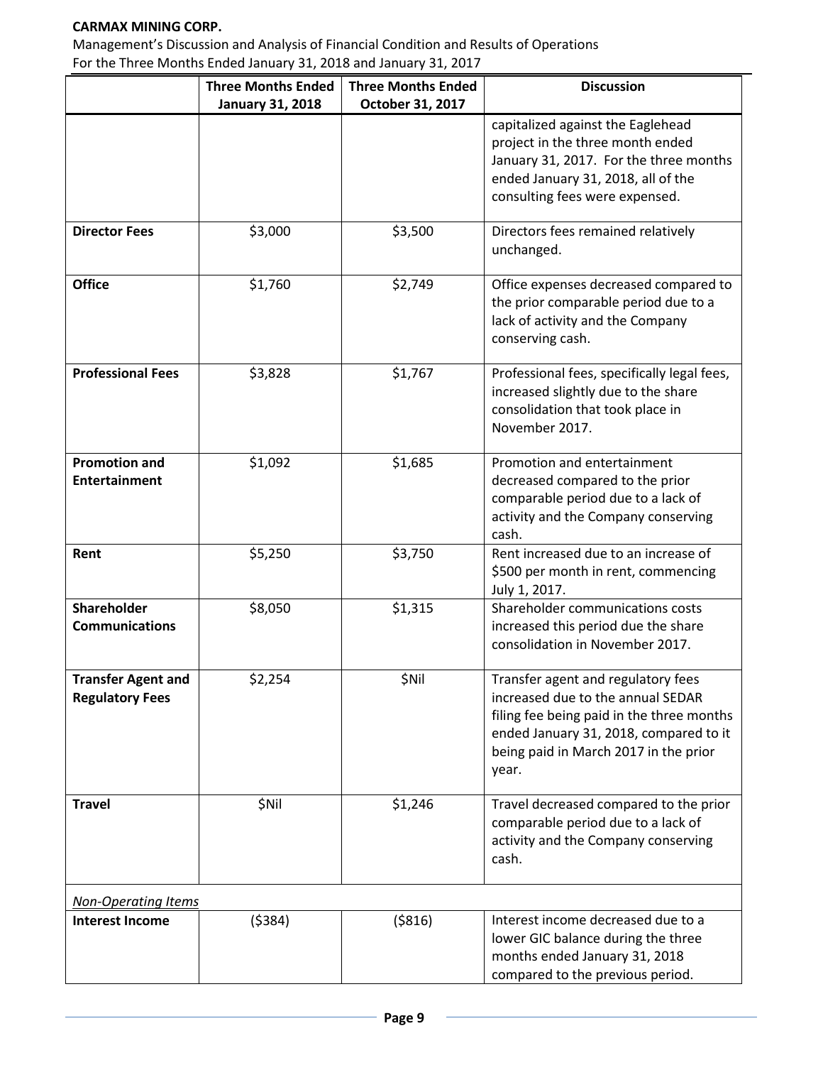| | Three Months Ended January 31, 2018 | Three Months Ended October 31, 2017 | Discussion |
|---|---|---|---|
| | | | capitalized against the Eaglehead project in the three month ended January 31, 2017. For the three months ended January 31, 2018, all of the consulting fees were expensed. |
| **Director Fees** | $3,000 | $3,500 | Directors fees remained relatively unchanged. |
| **Office** | $1,760 | $2,749 | Office expenses decreased compared to the prior comparable period due to a lack of activity and the Company conserving cash. |
| **Professional Fees** | $3,828 | $1,767 | Professional fees, specifically legal fees, increased slightly due to the share consolidation that took place in November 2017. |
| **Promotion and Entertainment** | $1,092 | $1,685 | Promotion and entertainment decreased compared to the prior comparable period due to a lack of activity and the Company conserving cash. |
| **Rent** | $5,250 | $3,750 | Rent increased due to an increase of $500 per month in rent, commencing July 1, 2017. |
| **Shareholder Communications** | $8,050 | $1,315 | Shareholder communications costs increased this period due the share consolidation in November 2017. |
| **Transfer Agent and Regulatory Fees** | $2,254 | $Nil | Transfer agent and regulatory fees increased due to the annual SEDAR filing fee being paid in the three months ended January 31, 2018, compared to it being paid in March 2017 in the prior year. |
| **Travel** | $Nil | $1,246 | Travel decreased compared to the prior comparable period due to a lack of activity and the Company conserving cash. |
| *Non-Operating Items* | | | |
| **Interest Income** | ($384) | ($816) | Interest income decreased due to a lower GIC balance during the three months ended January 31, 2018 compared to the previous period. |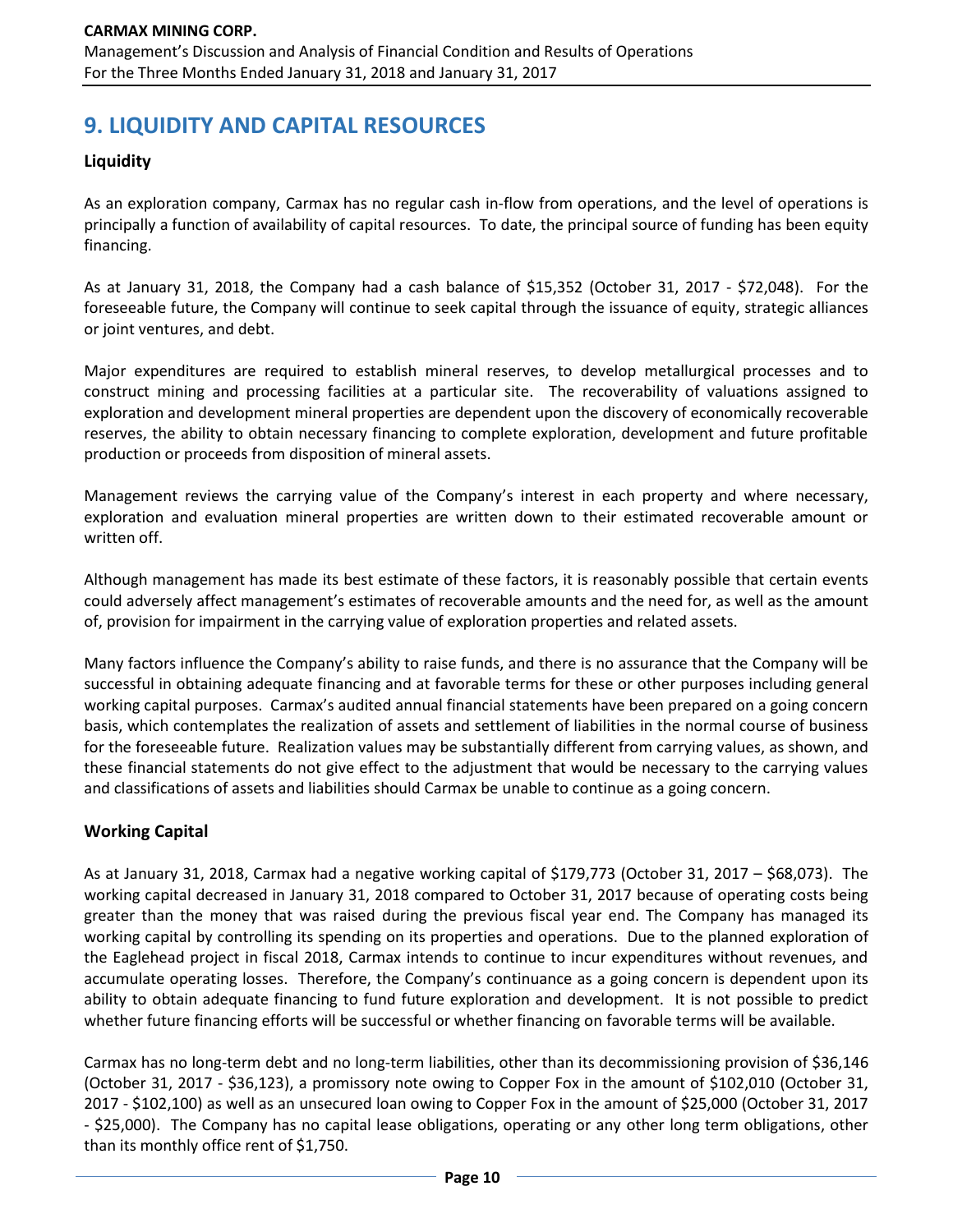# 9. LIQUIDITY AND CAPITAL RESOURCES

## Liquidity

As an exploration company, Carmax has no regular cash in-flow from operations, and the level of operations is principally a function of availability of capital resources. To date, the principal source of funding has been equity financing.

As at January 31, 2018, the Company had a cash balance of $15,352 (October 31, 2017 - $72,048). For the foreseeable future, the Company will continue to seek capital through the issuance of equity, strategic alliances or joint ventures, and debt.

Major expenditures are required to establish mineral reserves, to develop metallurgical processes and to construct mining and processing facilities at a particular site. The recoverability of valuations assigned to exploration and development mineral properties are dependent upon the discovery of economically recoverable reserves, the ability to obtain necessary financing to complete exploration, development and future profitable production or proceeds from disposition of mineral assets.

Management reviews the carrying value of the Company's interest in each property and where necessary, exploration and evaluation mineral properties are written down to their estimated recoverable amount or written off.

Although management has made its best estimate of these factors, it is reasonably possible that certain events could adversely affect management's estimates of recoverable amounts and the need for, as well as the amount of, provision for impairment in the carrying value of exploration properties and related assets.

Many factors influence the Company's ability to raise funds, and there is no assurance that the Company will be successful in obtaining adequate financing and at favorable terms for these or other purposes including general working capital purposes. Carmax's audited annual financial statements have been prepared on a going concern basis, which contemplates the realization of assets and settlement of liabilities in the normal course of business for the foreseeable future. Realization values may be substantially different from carrying values, as shown, and these financial statements do not give effect to the adjustment that would be necessary to the carrying values and classifications of assets and liabilities should Carmax be unable to continue as a going concern.

## Working Capital

As at January 31, 2018, Carmax had a negative working capital of $179,773 (October 31, 2017 – $68,073). The working capital decreased in January 31, 2018 compared to October 31, 2017 because of operating costs being greater than the money that was raised during the previous fiscal year end. The Company has managed its working capital by controlling its spending on its properties and operations. Due to the planned exploration of the Eaglehead project in fiscal 2018, Carmax intends to continue to incur expenditures without revenues, and accumulate operating losses. Therefore, the Company's continuance as a going concern is dependent upon its ability to obtain adequate financing to fund future exploration and development. It is not possible to predict whether future financing efforts will be successful or whether financing on favorable terms will be available.

Carmax has no long-term debt and no long-term liabilities, other than its decommissioning provision of $36,146 (October 31, 2017 - $36,123), a promissory note owing to Copper Fox in the amount of $102,010 (October 31, 2017 - $102,100) as well as an unsecured loan owing to Copper Fox in the amount of $25,000 (October 31, 2017 - $25,000). The Company has no capital lease obligations, operating or any other long term obligations, other than its monthly office rent of $1,750.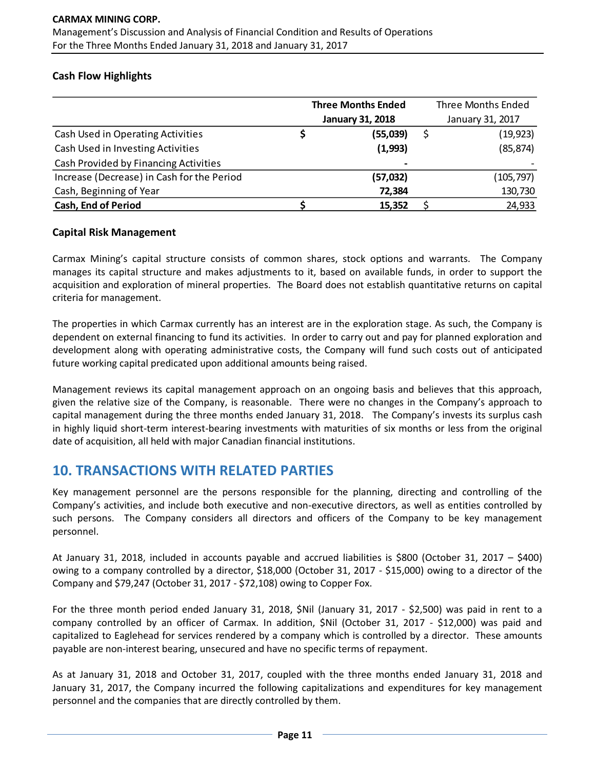### Cash Flow Highlights

| | Three Months Ended January 31, 2018 | Three Months Ended January 31, 2017 |
|---|---|---|
| Cash Used in Operating Activities | **$ (55,039)** | $ (19,923) |
| Cash Used in Investing Activities | **(1,993)** | (85,874) |
| Cash Provided by Financing Activities | **-** | - |
| Increase (Decrease) in Cash for the Period | **(57,032)** | (105,797) |
| Cash, Beginning of Year | **72,384** | 130,730 |
| **Cash, End of Period** | **$ 15,352** | $ 24,933 |

### Capital Risk Management

Carmax Mining's capital structure consists of common shares, stock options and warrants. The Company manages its capital structure and makes adjustments to it, based on available funds, in order to support the acquisition and exploration of mineral properties. The Board does not establish quantitative returns on capital criteria for management.

The properties in which Carmax currently has an interest are in the exploration stage. As such, the Company is dependent on external financing to fund its activities. In order to carry out and pay for planned exploration and development along with operating administrative costs, the Company will fund such costs out of anticipated future working capital predicated upon additional amounts being raised.

Management reviews its capital management approach on an ongoing basis and believes that this approach, given the relative size of the Company, is reasonable. There were no changes in the Company's approach to capital management during the three months ended January 31, 2018. The Company's invests its surplus cash in highly liquid short-term interest-bearing investments with maturities of six months or less from the original date of acquisition, all held with major Canadian financial institutions.

## 10. TRANSACTIONS WITH RELATED PARTIES

Key management personnel are the persons responsible for the planning, directing and controlling of the Company's activities, and include both executive and non-executive directors, as well as entities controlled by such persons. The Company considers all directors and officers of the Company to be key management personnel.

At January 31, 2018, included in accounts payable and accrued liabilities is $800 (October 31, 2017 – $400) owing to a company controlled by a director, $18,000 (October 31, 2017 - $15,000) owing to a director of the Company and $79,247 (October 31, 2017 - $72,108) owing to Copper Fox.

For the three month period ended January 31, 2018, $Nil (January 31, 2017 - $2,500) was paid in rent to a company controlled by an officer of Carmax. In addition, $Nil (October 31, 2017 - $12,000) was paid and capitalized to Eaglehead for services rendered by a company which is controlled by a director. These amounts payable are non-interest bearing, unsecured and have no specific terms of repayment.

As at January 31, 2018 and October 31, 2017, coupled with the three months ended January 31, 2018 and January 31, 2017, the Company incurred the following capitalizations and expenditures for key management personnel and the companies that are directly controlled by them.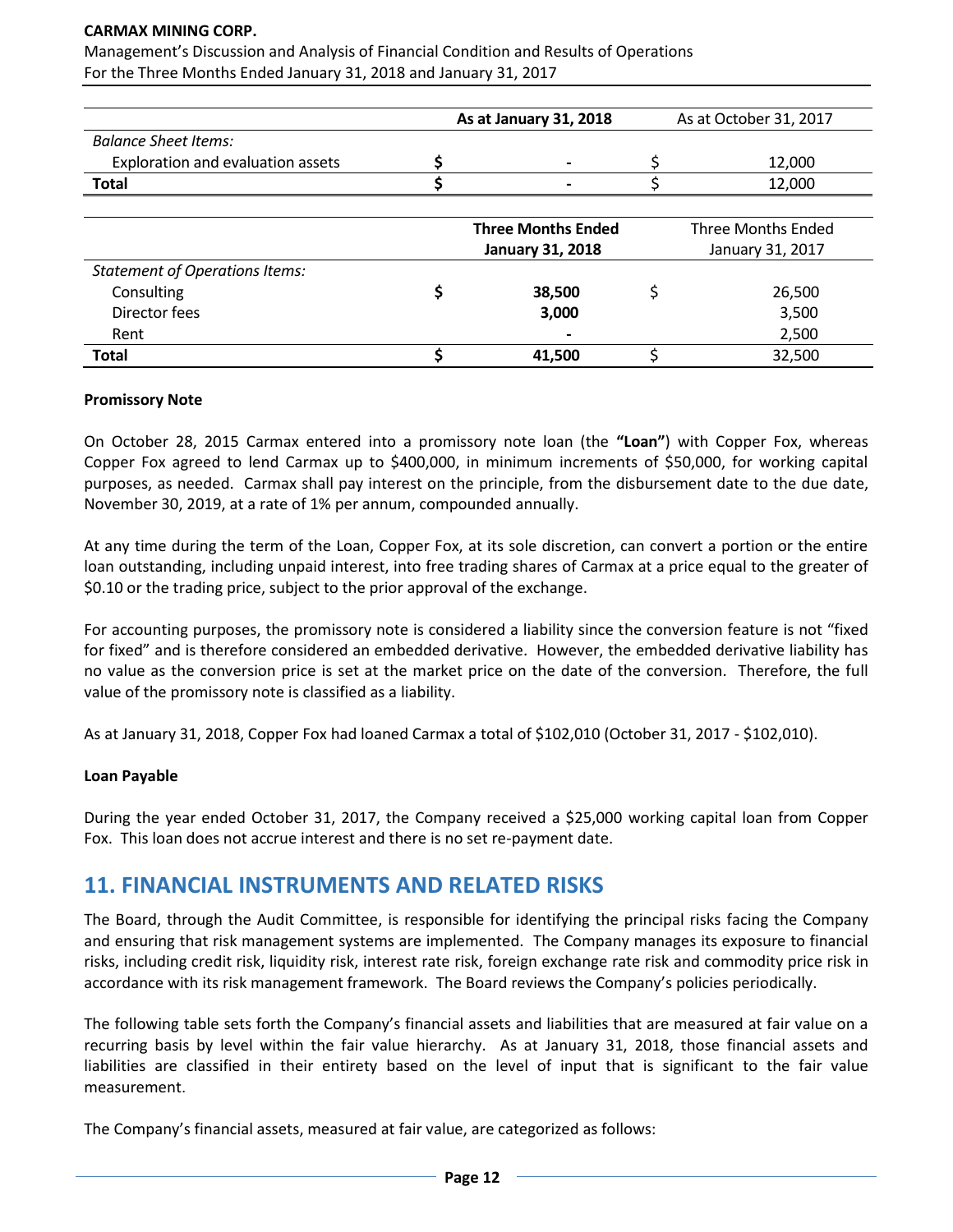| | As at January 31, 2018 | As at October 31, 2017 |
|---|---|---|
| *Balance Sheet Items:* | | |
| Exploration and evaluation assets | $ - | $ 12,000 |
| **Total** | $ - | $ 12,000 |

| | Three Months Ended January 31, 2018 | Three Months Ended January 31, 2017 |
|---|---|---|
| *Statement of Operations Items:* | | |
| Consulting | $ 38,500 | $ 26,500 |
| Director fees | 3,000 | 3,500 |
| Rent | - | 2,500 |
| **Total** | $ 41,500 | $ 32,500 |

**Promissory Note**

On October 28, 2015 Carmax entered into a promissory note loan (the **"Loan"**) with Copper Fox, whereas Copper Fox agreed to lend Carmax up to $400,000, in minimum increments of $50,000, for working capital purposes, as needed. Carmax shall pay interest on the principle, from the disbursement date to the due date, November 30, 2019, at a rate of 1% per annum, compounded annually.

At any time during the term of the Loan, Copper Fox, at its sole discretion, can convert a portion or the entire loan outstanding, including unpaid interest, into free trading shares of Carmax at a price equal to the greater of $0.10 or the trading price, subject to the prior approval of the exchange.

For accounting purposes, the promissory note is considered a liability since the conversion feature is not "fixed for fixed" and is therefore considered an embedded derivative. However, the embedded derivative liability has no value as the conversion price is set at the market price on the date of the conversion. Therefore, the full value of the promissory note is classified as a liability.

As at January 31, 2018, Copper Fox had loaned Carmax a total of $102,010 (October 31, 2017 - $102,010).

**Loan Payable**

During the year ended October 31, 2017, the Company received a $25,000 working capital loan from Copper Fox. This loan does not accrue interest and there is no set re-payment date.

## 11. FINANCIAL INSTRUMENTS AND RELATED RISKS

The Board, through the Audit Committee, is responsible for identifying the principal risks facing the Company and ensuring that risk management systems are implemented. The Company manages its exposure to financial risks, including credit risk, liquidity risk, interest rate risk, foreign exchange rate risk and commodity price risk in accordance with its risk management framework. The Board reviews the Company's policies periodically.

The following table sets forth the Company's financial assets and liabilities that are measured at fair value on a recurring basis by level within the fair value hierarchy. As at January 31, 2018, those financial assets and liabilities are classified in their entirety based on the level of input that is significant to the fair value measurement.

The Company's financial assets, measured at fair value, are categorized as follows: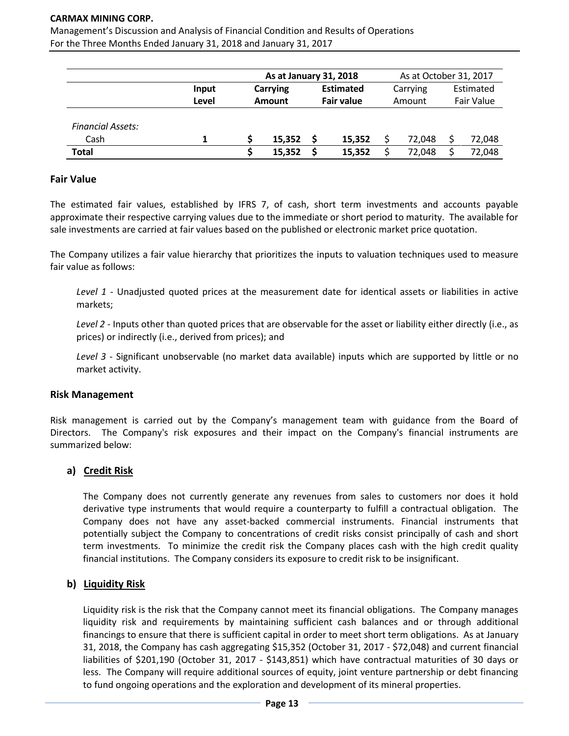| | Input Level | As at January 31, 2018 | | As at October 31, 2017 | |
|---|---|---|---|---|---|
| | | Carrying Amount | Estimated Fair value | Carrying Amount | Estimated Fair Value |
| *Financial Assets:* | | | | | |
| Cash | 1 | $ 15,352 | $ 15,352 | $ 72,048 | $ 72,048 |
| **Total** | | **$ 15,352** | **$ 15,352** | $ 72,048 | $ 72,048 |

## Fair Value

The estimated fair values, established by IFRS 7, of cash, short term investments and accounts payable approximate their respective carrying values due to the immediate or short period to maturity. The available for sale investments are carried at fair values based on the published or electronic market price quotation.

The Company utilizes a fair value hierarchy that prioritizes the inputs to valuation techniques used to measure fair value as follows:

*Level 1* - Unadjusted quoted prices at the measurement date for identical assets or liabilities in active markets;

*Level 2* - Inputs other than quoted prices that are observable for the asset or liability either directly (i.e., as prices) or indirectly (i.e., derived from prices); and

*Level 3* - Significant unobservable (no market data available) inputs which are supported by little or no market activity.

## Risk Management

Risk management is carried out by the Company's management team with guidance from the Board of Directors. The Company's risk exposures and their impact on the Company's financial instruments are summarized below:

### a) Credit Risk

The Company does not currently generate any revenues from sales to customers nor does it hold derivative type instruments that would require a counterparty to fulfill a contractual obligation. The Company does not have any asset-backed commercial instruments. Financial instruments that potentially subject the Company to concentrations of credit risks consist principally of cash and short term investments. To minimize the credit risk the Company places cash with the high credit quality financial institutions. The Company considers its exposure to credit risk to be insignificant.

### b) Liquidity Risk

Liquidity risk is the risk that the Company cannot meet its financial obligations. The Company manages liquidity risk and requirements by maintaining sufficient cash balances and or through additional financings to ensure that there is sufficient capital in order to meet short term obligations. As at January 31, 2018, the Company has cash aggregating $15,352 (October 31, 2017 - $72,048) and current financial liabilities of $201,190 (October 31, 2017 - $143,851) which have contractual maturities of 30 days or less. The Company will require additional sources of equity, joint venture partnership or debt financing to fund ongoing operations and the exploration and development of its mineral properties.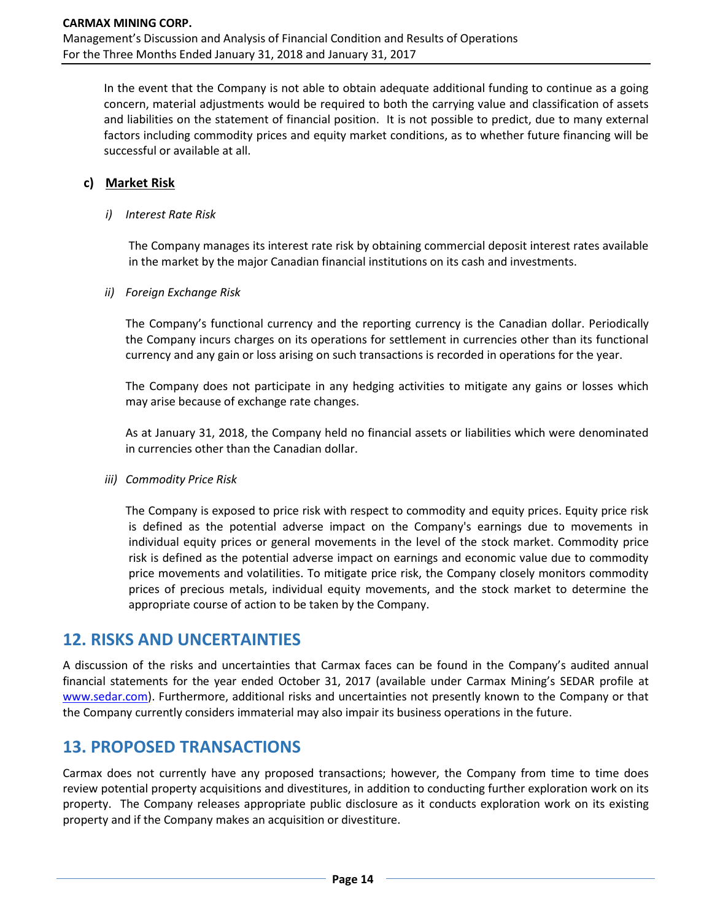In the event that the Company is not able to obtain adequate additional funding to continue as a going concern, material adjustments would be required to both the carrying value and classification of assets and liabilities on the statement of financial position. It is not possible to predict, due to many external factors including commodity prices and equity market conditions, as to whether future financing will be successful or available at all.

### c) Market Risk

*i) Interest Rate Risk*

The Company manages its interest rate risk by obtaining commercial deposit interest rates available in the market by the major Canadian financial institutions on its cash and investments.

*ii) Foreign Exchange Risk*

The Company's functional currency and the reporting currency is the Canadian dollar. Periodically the Company incurs charges on its operations for settlement in currencies other than its functional currency and any gain or loss arising on such transactions is recorded in operations for the year.

The Company does not participate in any hedging activities to mitigate any gains or losses which may arise because of exchange rate changes.

As at January 31, 2018, the Company held no financial assets or liabilities which were denominated in currencies other than the Canadian dollar.

*iii) Commodity Price Risk*

The Company is exposed to price risk with respect to commodity and equity prices. Equity price risk is defined as the potential adverse impact on the Company's earnings due to movements in individual equity prices or general movements in the level of the stock market. Commodity price risk is defined as the potential adverse impact on earnings and economic value due to commodity price movements and volatilities. To mitigate price risk, the Company closely monitors commodity prices of precious metals, individual equity movements, and the stock market to determine the appropriate course of action to be taken by the Company.

## 12. RISKS AND UNCERTAINTIES

A discussion of the risks and uncertainties that Carmax faces can be found in the Company's audited annual financial statements for the year ended October 31, 2017 (available under Carmax Mining's SEDAR profile at www.sedar.com). Furthermore, additional risks and uncertainties not presently known to the Company or that the Company currently considers immaterial may also impair its business operations in the future.

## 13. PROPOSED TRANSACTIONS

Carmax does not currently have any proposed transactions; however, the Company from time to time does review potential property acquisitions and divestitures, in addition to conducting further exploration work on its property. The Company releases appropriate public disclosure as it conducts exploration work on its existing property and if the Company makes an acquisition or divestiture.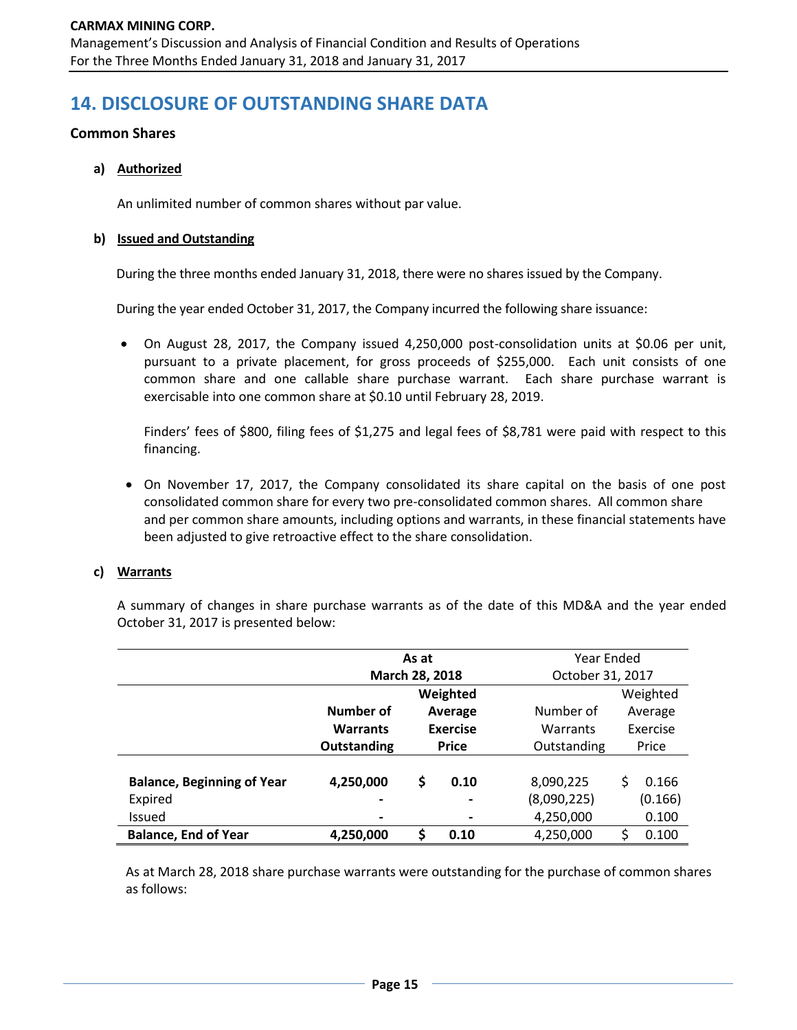# 14. DISCLOSURE OF OUTSTANDING SHARE DATA

## Common Shares

### a) Authorized

An unlimited number of common shares without par value.

### b) Issued and Outstanding

During the three months ended January 31, 2018, there were no shares issued by the Company.

During the year ended October 31, 2017, the Company incurred the following share issuance:

- On August 28, 2017, the Company issued 4,250,000 post-consolidation units at $0.06 per unit, pursuant to a private placement, for gross proceeds of $255,000. Each unit consists of one common share and one callable share purchase warrant. Each share purchase warrant is exercisable into one common share at $0.10 until February 28, 2019.

  Finders' fees of $800, filing fees of $1,275 and legal fees of $8,781 were paid with respect to this financing.

- On November 17, 2017, the Company consolidated its share capital on the basis of one post consolidated common share for every two pre-consolidated common shares. All common share and per common share amounts, including options and warrants, in these financial statements have been adjusted to give retroactive effect to the share consolidation.

### c) Warrants

A summary of changes in share purchase warrants as of the date of this MD&A and the year ended October 31, 2017 is presented below:

| | **As at March 28, 2018** | | Year Ended October 31, 2017 | |
|---|---|---|---|---|
| | **Number of Warrants Outstanding** | **Weighted Average Exercise Price** | Number of Warrants Outstanding | Weighted Average Exercise Price |
| **Balance, Beginning of Year** | **4,250,000** | **$ 0.10** | 8,090,225 | $ 0.166 |
| Expired | - | - | (8,090,225) | (0.166) |
| Issued | - | - | 4,250,000 | 0.100 |
| **Balance, End of Year** | **4,250,000** | **$ 0.10** | 4,250,000 | $ 0.100 |

As at March 28, 2018 share purchase warrants were outstanding for the purchase of common shares as follows: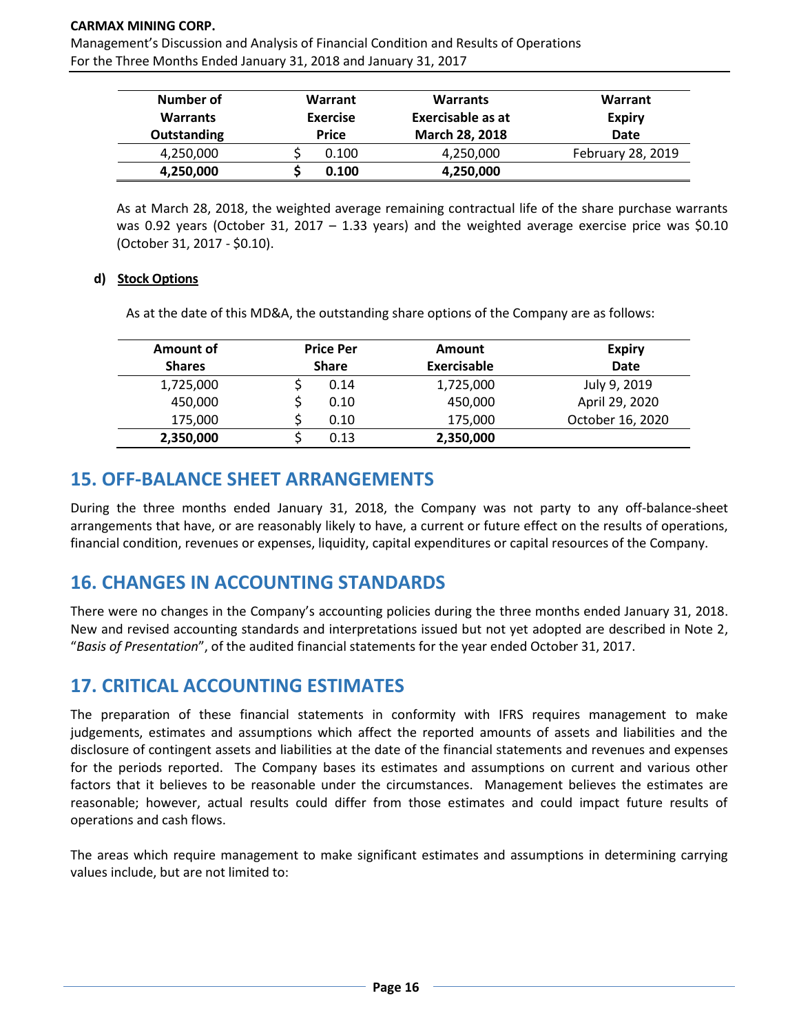| Number of Warrants Outstanding | Warrant Exercise Price | Warrants Exercisable as at March 28, 2018 | Warrant Expiry Date |
|---|---|---|---|
| 4,250,000 | $ 0.100 | 4,250,000 | February 28, 2019 |
| **4,250,000** | **$ 0.100** | **4,250,000** | |

As at March 28, 2018, the weighted average remaining contractual life of the share purchase warrants was 0.92 years (October 31, 2017 – 1.33 years) and the weighted average exercise price was $0.10 (October 31, 2017 - $0.10).

#### d) Stock Options

As at the date of this MD&A, the outstanding share options of the Company are as follows:

| Amount of Shares | Price Per Share | Amount Exercisable | Expiry Date |
|---|---|---|---|
| 1,725,000 | $ 0.14 | 1,725,000 | July 9, 2019 |
| 450,000 | $ 0.10 | 450,000 | April 29, 2020 |
| 175,000 | $ 0.10 | 175,000 | October 16, 2020 |
| **2,350,000** | $ 0.13 | **2,350,000** | |

## 15. OFF-BALANCE SHEET ARRANGEMENTS

During the three months ended January 31, 2018, the Company was not party to any off-balance-sheet arrangements that have, or are reasonably likely to have, a current or future effect on the results of operations, financial condition, revenues or expenses, liquidity, capital expenditures or capital resources of the Company.

## 16. CHANGES IN ACCOUNTING STANDARDS

There were no changes in the Company's accounting policies during the three months ended January 31, 2018. New and revised accounting standards and interpretations issued but not yet adopted are described in Note 2, "*Basis of Presentation*", of the audited financial statements for the year ended October 31, 2017.

## 17. CRITICAL ACCOUNTING ESTIMATES

The preparation of these financial statements in conformity with IFRS requires management to make judgements, estimates and assumptions which affect the reported amounts of assets and liabilities and the disclosure of contingent assets and liabilities at the date of the financial statements and revenues and expenses for the periods reported. The Company bases its estimates and assumptions on current and various other factors that it believes to be reasonable under the circumstances. Management believes the estimates are reasonable; however, actual results could differ from those estimates and could impact future results of operations and cash flows.

The areas which require management to make significant estimates and assumptions in determining carrying values include, but are not limited to: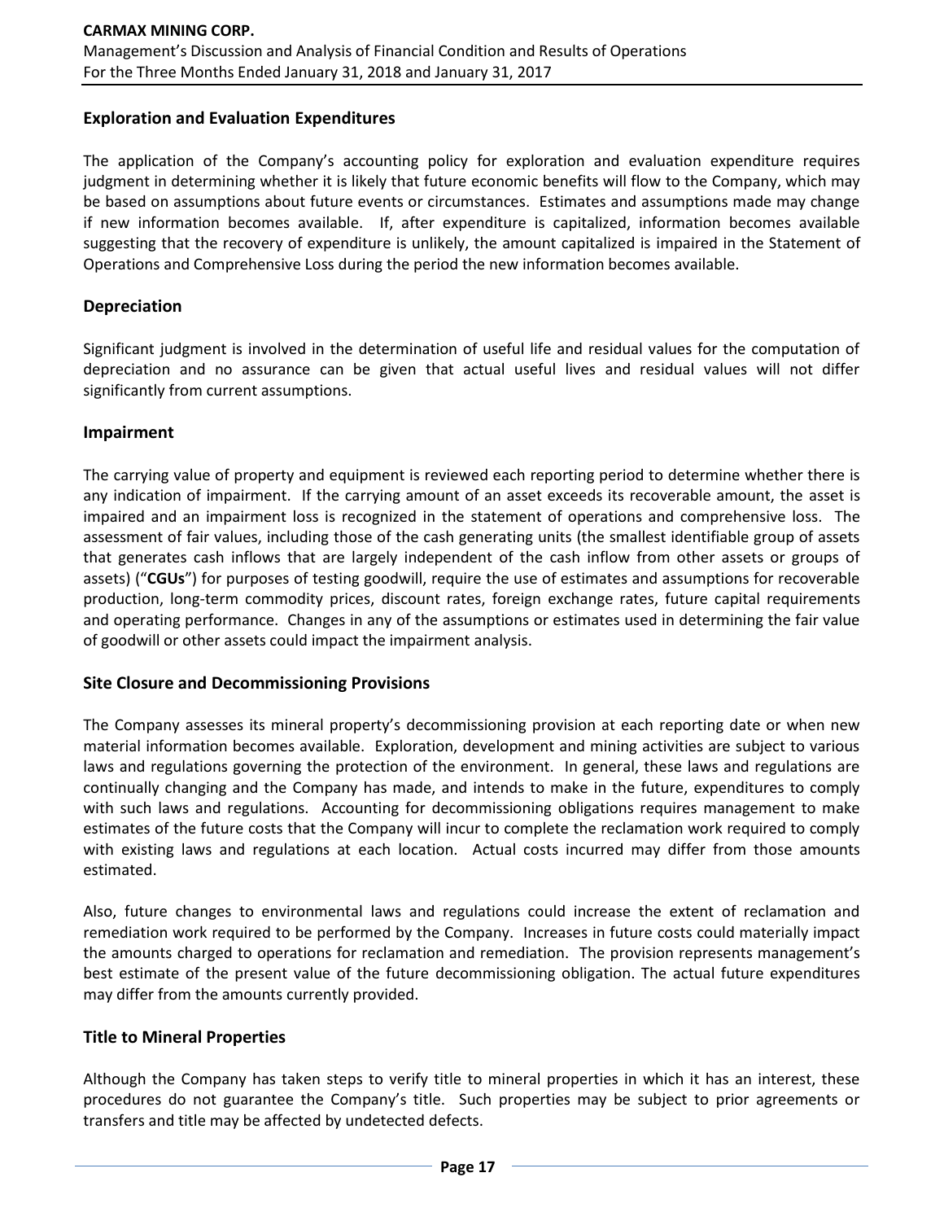## Exploration and Evaluation Expenditures

The application of the Company's accounting policy for exploration and evaluation expenditure requires judgment in determining whether it is likely that future economic benefits will flow to the Company, which may be based on assumptions about future events or circumstances. Estimates and assumptions made may change if new information becomes available. If, after expenditure is capitalized, information becomes available suggesting that the recovery of expenditure is unlikely, the amount capitalized is impaired in the Statement of Operations and Comprehensive Loss during the period the new information becomes available.

## Depreciation

Significant judgment is involved in the determination of useful life and residual values for the computation of depreciation and no assurance can be given that actual useful lives and residual values will not differ significantly from current assumptions.

## Impairment

The carrying value of property and equipment is reviewed each reporting period to determine whether there is any indication of impairment. If the carrying amount of an asset exceeds its recoverable amount, the asset is impaired and an impairment loss is recognized in the statement of operations and comprehensive loss. The assessment of fair values, including those of the cash generating units (the smallest identifiable group of assets that generates cash inflows that are largely independent of the cash inflow from other assets or groups of assets) ("**CGUs**") for purposes of testing goodwill, require the use of estimates and assumptions for recoverable production, long-term commodity prices, discount rates, foreign exchange rates, future capital requirements and operating performance. Changes in any of the assumptions or estimates used in determining the fair value of goodwill or other assets could impact the impairment analysis.

## Site Closure and Decommissioning Provisions

The Company assesses its mineral property's decommissioning provision at each reporting date or when new material information becomes available. Exploration, development and mining activities are subject to various laws and regulations governing the protection of the environment. In general, these laws and regulations are continually changing and the Company has made, and intends to make in the future, expenditures to comply with such laws and regulations. Accounting for decommissioning obligations requires management to make estimates of the future costs that the Company will incur to complete the reclamation work required to comply with existing laws and regulations at each location. Actual costs incurred may differ from those amounts estimated.

Also, future changes to environmental laws and regulations could increase the extent of reclamation and remediation work required to be performed by the Company. Increases in future costs could materially impact the amounts charged to operations for reclamation and remediation. The provision represents management's best estimate of the present value of the future decommissioning obligation. The actual future expenditures may differ from the amounts currently provided.

## Title to Mineral Properties

Although the Company has taken steps to verify title to mineral properties in which it has an interest, these procedures do not guarantee the Company's title. Such properties may be subject to prior agreements or transfers and title may be affected by undetected defects.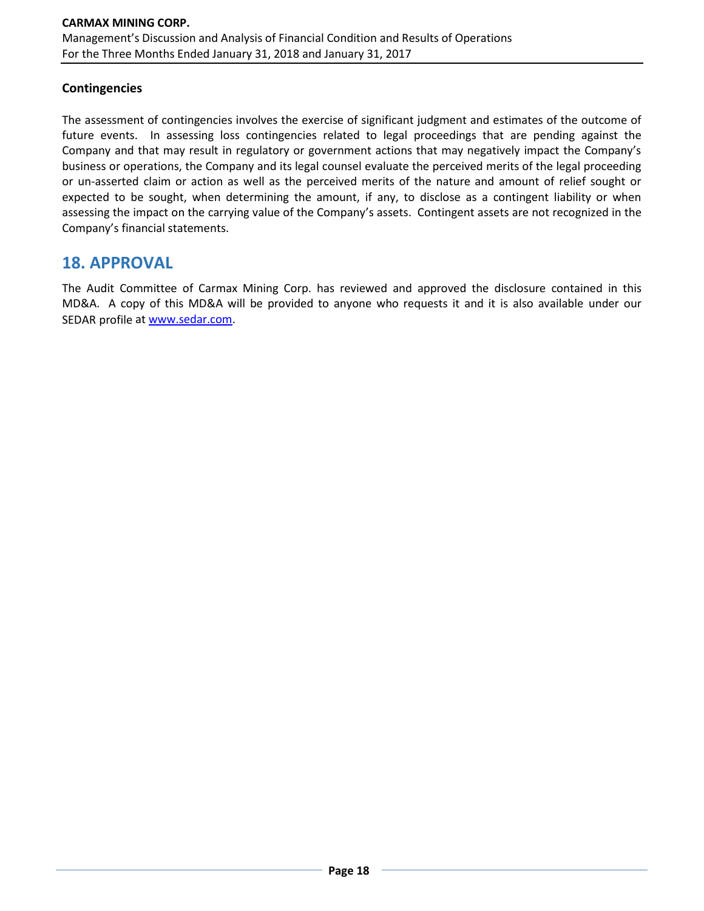### Contingencies

The assessment of contingencies involves the exercise of significant judgment and estimates of the outcome of future events. In assessing loss contingencies related to legal proceedings that are pending against the Company and that may result in regulatory or government actions that may negatively impact the Company's business or operations, the Company and its legal counsel evaluate the perceived merits of the legal proceeding or un-asserted claim or action as well as the perceived merits of the nature and amount of relief sought or expected to be sought, when determining the amount, if any, to disclose as a contingent liability or when assessing the impact on the carrying value of the Company's assets. Contingent assets are not recognized in the Company's financial statements.

## 18. APPROVAL

The Audit Committee of Carmax Mining Corp. has reviewed and approved the disclosure contained in this MD&A. A copy of this MD&A will be provided to anyone who requests it and it is also available under our SEDAR profile at www.sedar.com.